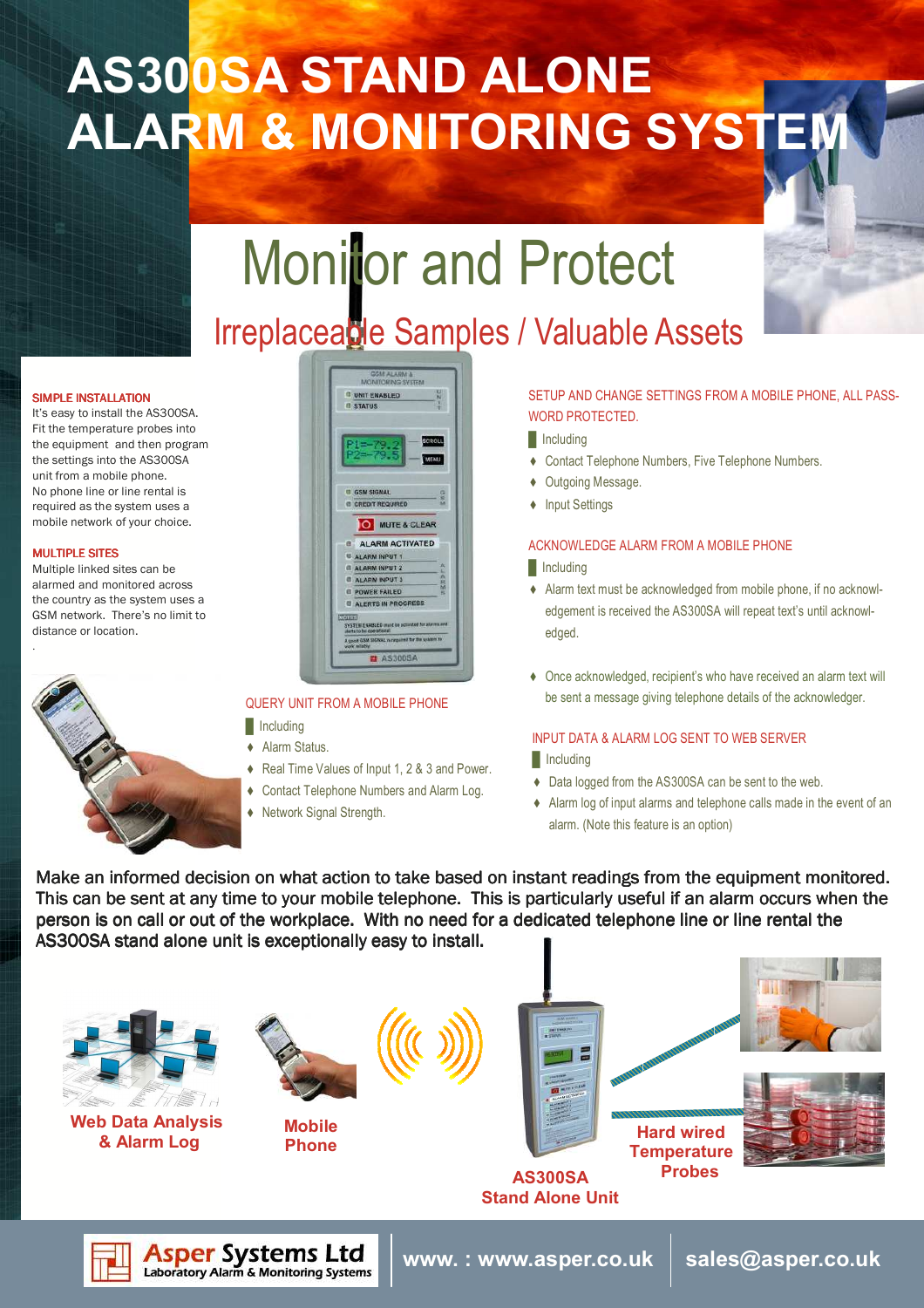# AS300SA STAND ALONE ALARM & MONITORING SYSTEM

## Monitor and Protect

### Irreplaceable Samples / Valuable Assets

**SIMPLE INSTALLATION**

It's easy to install the AS300SA. Fit the temperature probes into the equipment and then program the settings into the AS300SA unit from a mobile phone. No phone line or line rental is required as the system uses a mobile network of your choice.

**MULTIPLE SITES**

Multiple linked sites can be alarmed and monitored across the country as the system uses a GSM network. There's no limit to distance or location.

**QUERY UNIT FROM A MOBILE PHONE**

Including

- Alarm Status.
- Real Time Values of Input 1, 2 & 3 and Power.
- Contact Telephone Numbers and Alarm Log.
- Network Signal Strength.

**SETUP AND CHANGE SETTINGS FROM A MOBILE PHONE, ALL PASSWORD PROTECTED.**

Including

- Contact Telephone Numbers, Five Telephone Numbers.
- Outgoing Message.
- Input Settings

**ACKNOWLEDGE ALARM FROM A MOBILE PHONE**

Including

- Alarm text must be acknowledged from mobile phone, if no acknowledgement is received the AS300SA will repeat text's until acknowledged.
- Once acknowledged, recipient's who have received an alarm text will be sent a message giving telephone details of the acknowledger.

**INPUT DATA & ALARM LOG SENT TO WEB SERVER**

Including

- Data logged from the AS300SA can be sent to the web.
- Alarm log of input alarms and telephone calls made in the event of an alarm. (Note this feature is an option)

Make an informed decision on what action to take based on instant readings from the equipment monitored. This can be sent at any time to your mobile telephone. This is particularly useful if an alarm occurs when the person is on call or out of the workplace. With no need for a dedicated telephone line or line rental the AS300SA stand alone unit is exceptionally easy to install.

**Web Data Analysis & Alarm Log**

**Mobile Phone**

**AS300SA Stand Alone Unit**

**Hard wired Temperature Probes**

Asper Systems Ltd
Laboratory Alarm & Monitoring Systems

www. : www.asper.co.uk | sales@asper.co.uk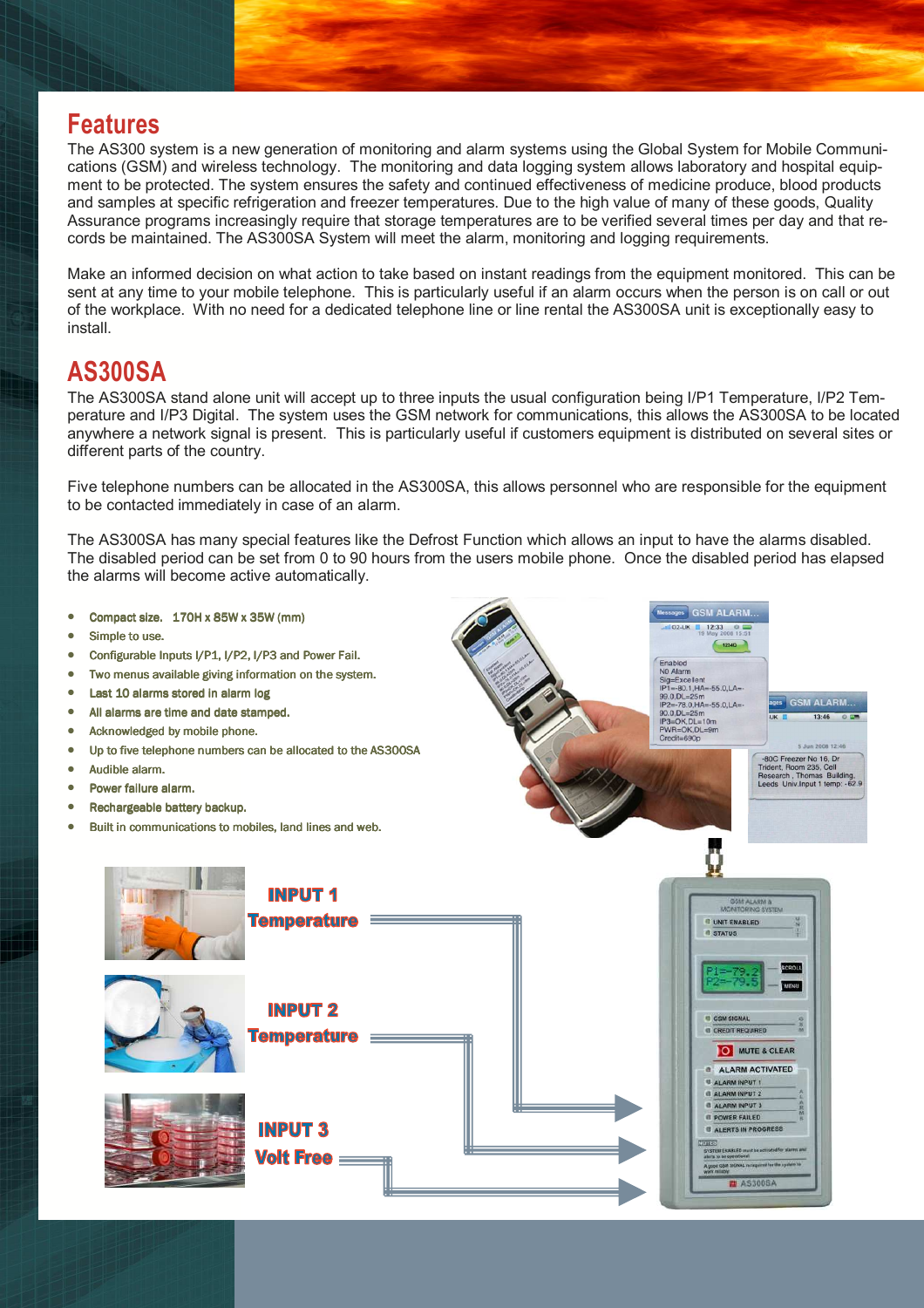## Features

The AS300 system is a new generation of monitoring and alarm systems using the Global System for Mobile Communications (GSM) and wireless technology. The monitoring and data logging system allows laboratory and hospital equipment to be protected. The system ensures the safety and continued effectiveness of medicine produce, blood products and samples at specific refrigeration and freezer temperatures. Due to the high value of many of these goods, Quality Assurance programs increasingly require that storage temperatures are to be verified several times per day and that records be maintained. The AS300SA System will meet the alarm, monitoring and logging requirements.

Make an informed decision on what action to take based on instant readings from the equipment monitored. This can be sent at any time to your mobile telephone. This is particularly useful if an alarm occurs when the person is on call or out of the workplace. With no need for a dedicated telephone line or line rental the AS300SA unit is exceptionally easy to install.

## AS300SA

The AS300SA stand alone unit will accept up to three inputs the usual configuration being I/P1 Temperature, I/P2 Temperature and I/P3 Digital. The system uses the GSM network for communications, this allows the AS300SA to be located anywhere a network signal is present. This is particularly useful if customers equipment is distributed on several sites or different parts of the country.

Five telephone numbers can be allocated in the AS300SA, this allows personnel who are responsible for the equipment to be contacted immediately in case of an alarm.

The AS300SA has many special features like the Defrost Function which allows an input to have the alarms disabled. The disabled period can be set from 0 to 90 hours from the users mobile phone. Once the disabled period has elapsed the alarms will become active automatically.

- Compact size. 170H x 85W x 35W (mm)
- Simple to use.
- Configurable Inputs I/P1, I/P2, I/P3 and Power Fail.
- Two menus available giving information on the system.
- Last 10 alarms stored in alarm log
- All alarms are time and date stamped.
- Acknowledged by mobile phone.
- Up to five telephone numbers can be allocated to the AS300SA
- Audible alarm.
- Power failure alarm.
- Rechargeable battery backup.
- Built in communications to mobiles, land lines and web.

INPUT 1 Temperature

INPUT 2 Temperature

INPUT 3 Volt Free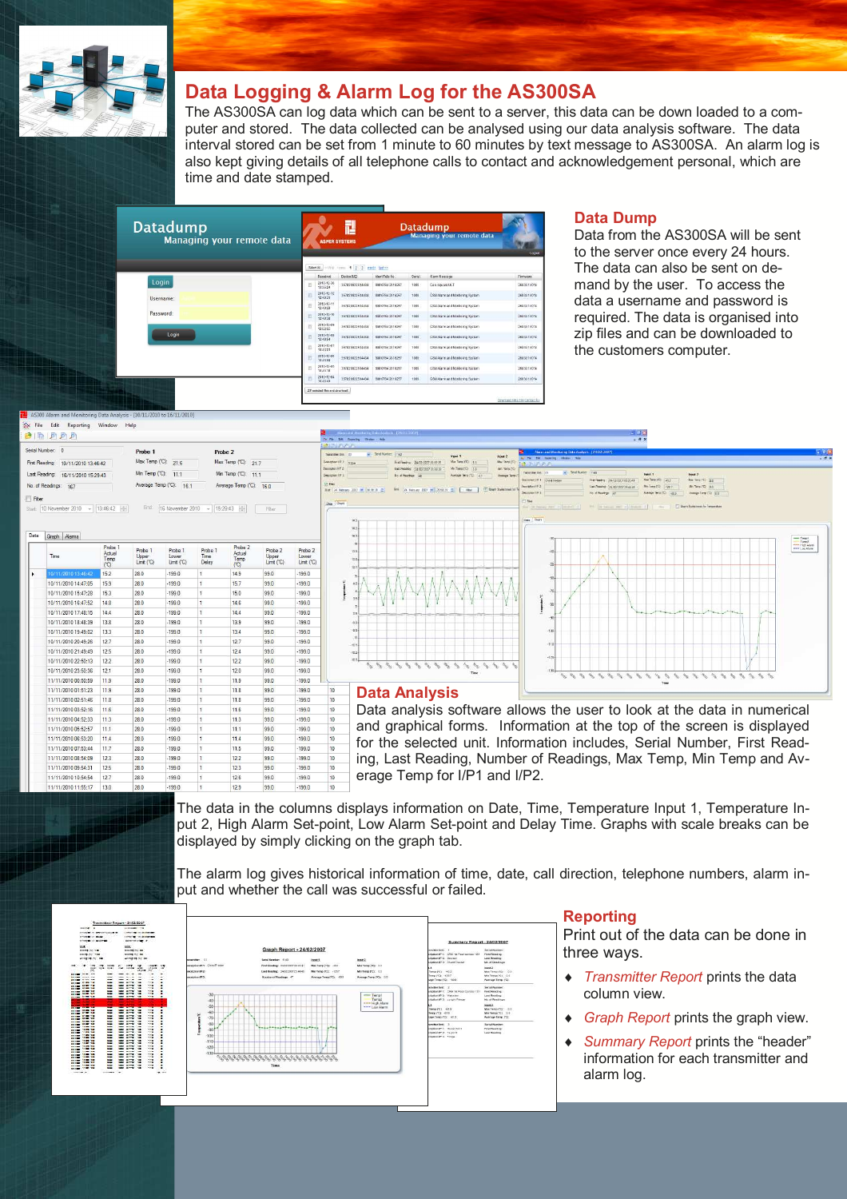## Data Logging & Alarm Log for the AS300SA

The AS300SA can log data which can be sent to a server, this data can be down loaded to a computer and stored. The data collected can be analysed using our data analysis software. The data interval stored can be set from 1 minute to 60 minutes by text message to AS300SA. An alarm log is also kept giving details of all telephone calls to contact and acknowledgement personal, which are time and date stamped.

### Data Dump

Data from the AS300SA will be sent to the server once every 24 hours. The data can also be sent on demand by the user. To access the data a username and password is required. The data is organised into zip files and can be downloaded to the customers computer.

### Data Analysis

Data analysis software allows the user to look at the data in numerical and graphical forms. Information at the top of the screen is displayed for the selected unit. Information includes, Serial Number, First Reading, Last Reading, Number of Readings, Max Temp, Min Temp and Average Temp for I/P1 and I/P2.

The data in the columns displays information on Date, Time, Temperature Input 1, Temperature Input 2, High Alarm Set-point, Low Alarm Set-point and Delay Time. Graphs with scale breaks can be displayed by simply clicking on the graph tab.

The alarm log gives historical information of time, date, call direction, telephone numbers, alarm input and whether the call was successful or failed.

### Reporting

Print out of the data can be done in three ways.

- *Transmitter Report* prints the data column view.
- *Graph Report* prints the graph view.
- *Summary Report* prints the "header" information for each transmitter and alarm log.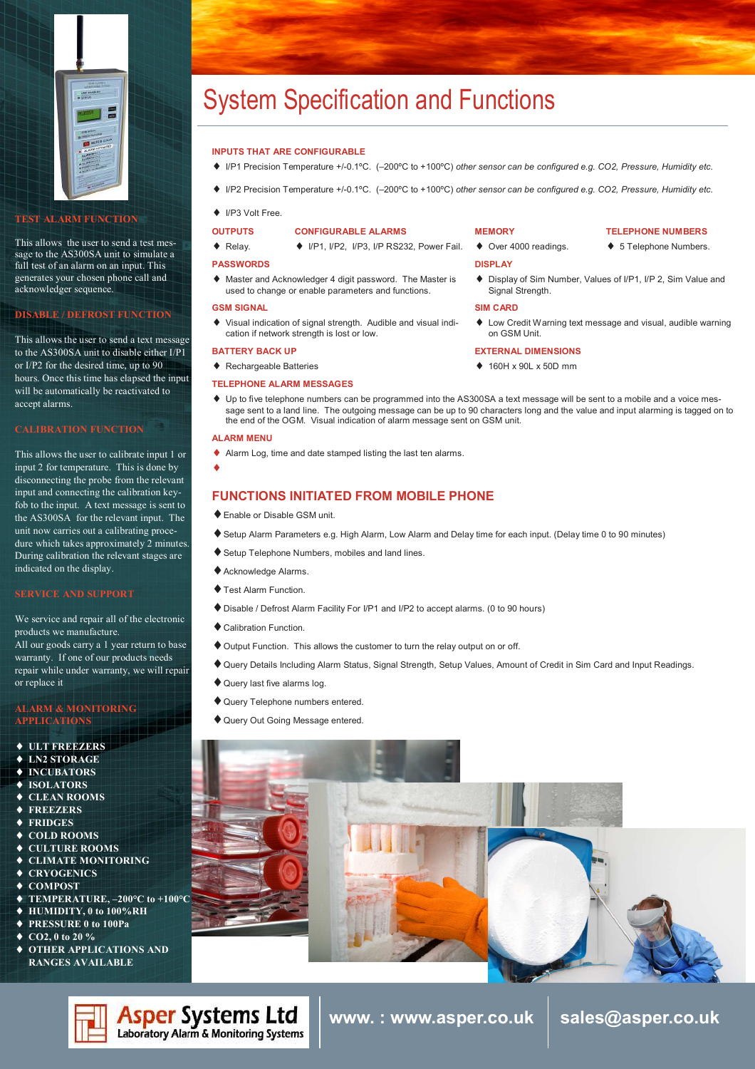# System Specification and Functions

### INPUTS THAT ARE CONFIGURABLE

- ♦ I/P1 Precision Temperature +/-0.1ºC. (–200ºC to +100ºC) *other sensor can be configured e.g. CO2, Pressure, Humidity etc.*
- ♦ I/P2 Precision Temperature +/-0.1ºC. (–200ºC to +100ºC) *other sensor can be configured e.g. CO2, Pressure, Humidity etc.*
- ♦ I/P3 Volt Free.

### OUTPUTS

- ♦ Relay.

### CONFIGURABLE ALARMS

- ♦ I/P1, I/P2, I/P3, I/P RS232, Power Fail.

### MEMORY

- ♦ Over 4000 readings.

### TELEPHONE NUMBERS

- ♦ 5 Telephone Numbers.

### PASSWORDS

- ♦ Master and Acknowledger 4 digit password. The Master is used to change or enable parameters and functions.

### DISPLAY

- ♦ Display of Sim Number, Values of I/P1, I/P 2, Sim Value and Signal Strength.

### GSM SIGNAL

- ♦ Visual indication of signal strength. Audible and visual indication if network strength is lost or low.

### SIM CARD

- ♦ Low Credit Warning text message and visual, audible warning on GSM Unit.

### BATTERY BACK UP

- ♦ Rechargeable Batteries

### EXTERNAL DIMENSIONS

- ♦ 160H x 90L x 50D mm

### TELEPHONE ALARM MESSAGES

- ♦ Up to five telephone numbers can be programmed into the AS300SA a text message will be sent to a mobile and a voice message sent to a land line. The outgoing message can be up to 90 characters long and the value and input alarming is tagged on to the end of the OGM. Visual indication of alarm message sent on GSM unit.

### ALARM MENU

- ♦ Alarm Log, time and date stamped listing the last ten alarms.
- ♦

## FUNCTIONS INITIATED FROM MOBILE PHONE

- ♦ Enable or Disable GSM unit.
- ♦ Setup Alarm Parameters e.g. High Alarm, Low Alarm and Delay time for each input. (Delay time 0 to 90 minutes)
- ♦ Setup Telephone Numbers, mobiles and land lines.
- ♦ Acknowledge Alarms.
- ♦ Test Alarm Function.
- ♦ Disable / Defrost Alarm Facility For I/P1 and I/P2 to accept alarms. (0 to 90 hours)
- ♦ Calibration Function.
- ♦ Output Function. This allows the customer to turn the relay output on or off.
- ♦ Query Details Including Alarm Status, Signal Strength, Setup Values, Amount of Credit in Sim Card and Input Readings.
- ♦ Query last five alarms log.
- ♦ Query Telephone numbers entered.
- ♦ Query Out Going Message entered.

### TEST ALARM FUNCTION

This allows the user to send a test message to the AS300SA unit to simulate a full test of an alarm on an input. This generates your chosen phone call and acknowledger sequence.

### DISABLE / DEFROST FUNCTION

This allows the user to send a text message to the AS300SA unit to disable either I/P1 or I/P2 for the desired time, up to 90 hours. Once this time has elapsed the input will be automatically be reactivated to accept alarms.

### CALIBRATION FUNCTION

This allows the user to calibrate input 1 or input 2 for temperature. This is done by disconnecting the probe from the relevant input and connecting the calibration keyfob to the input. A text message is sent to the AS300SA for the relevant input. The unit now carries out a calibrating procedure which takes approximately 2 minutes. During calibration the relevant stages are indicated on the display.

### SERVICE AND SUPPORT

We service and repair all of the electronic products we manufacture.
All our goods carry a 1 year return to base warranty. If one of our products needs repair while under warranty, we will repair or replace it

### ALARM & MONITORING APPLICATIONS

- ♦ ULT FREEZERS
- ♦ LN2 STORAGE
- ♦ INCUBATORS
- ♦ ISOLATORS
- ♦ CLEAN ROOMS
- ♦ FREEZERS
- ♦ FRIDGES
- ♦ COLD ROOMS
- ♦ CULTURE ROOMS
- ♦ CLIMATE MONITORING
- ♦ CRYOGENICS
- ♦ COMPOST
- ♦ TEMPERATURE, –200°C to +100°C
- ♦ HUMIDITY, 0 to 100%RH
- ♦ PRESSURE 0 to 100Pa
- ♦ CO2, 0 to 20 %
- ♦ OTHER APPLICATIONS AND RANGES AVAILABLE

Asper Systems Ltd
Laboratory Alarm & Monitoring Systems

www. : www.asper.co.uk

sales@asper.co.uk